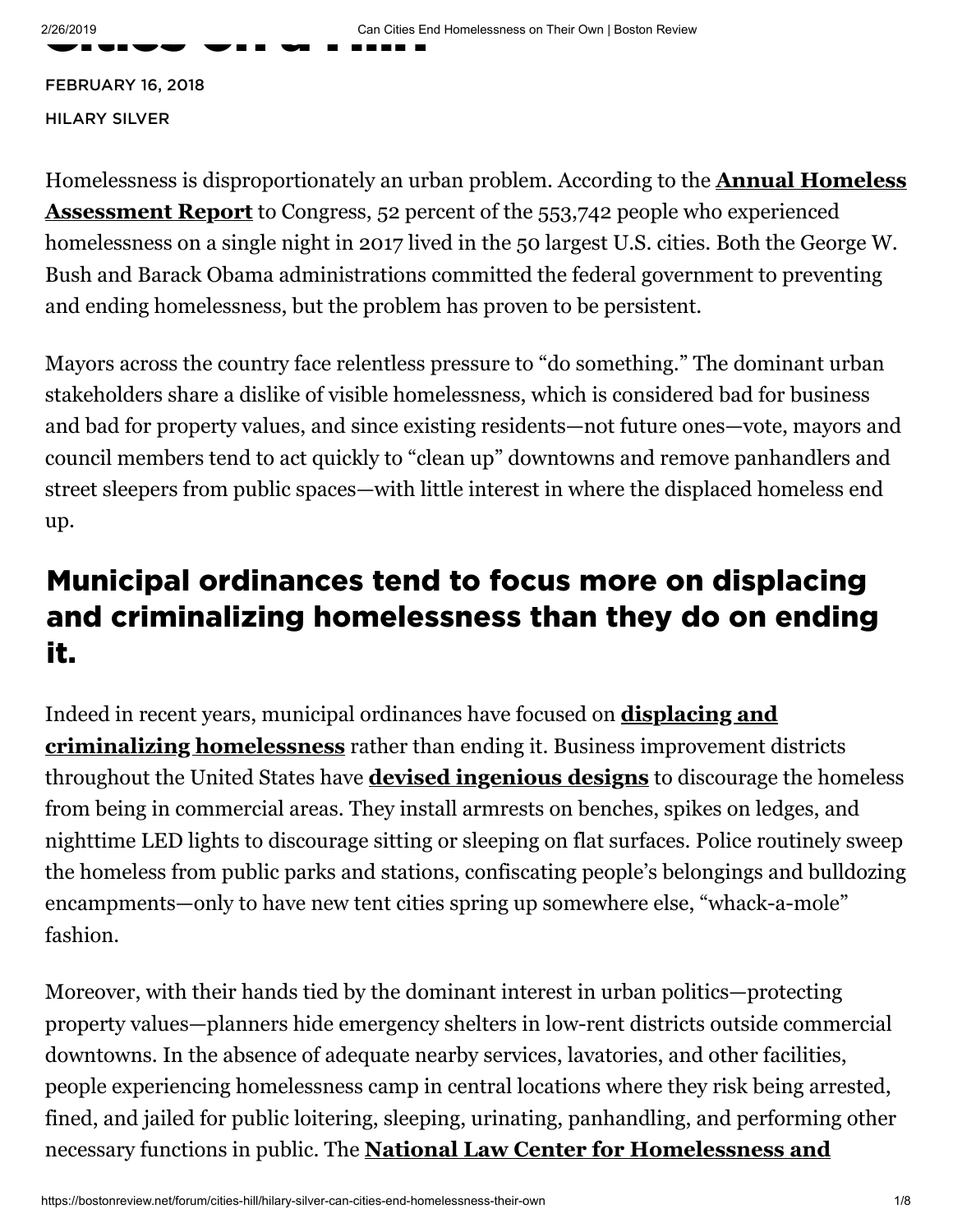FEBRUARY 16, 2018

HILARY SILVER

Homelessness is disproportionately an urban problem. According to the **Annual Homeless Assessment Report** to Congress, 52 percent of the 553,742 people who experienced homelessness on a single night in 2017 lived in the 50 largest U.S. cities. Both the George W. Bush and Barack Obama administrations committed the federal government to preventing and ending homelessness, but the problem has proven to be persistent.

Mayors across the country face relentless pressure to "do something." The dominant urban stakeholders share a dislike of visible homelessness, which is considered bad for business and bad for property values, and since existing residents—not future ones—vote, mayors and council members tend to act quickly to "clean up" downtowns and remove panhandlers and street sleepers from public spaces—with little interest in where the displaced homeless end up.

## Municipal ordinances tend to focus more on displacing and criminalizing homelessness than they do on ending it.

Indeed in recent years, municipal ordinances have focused on **displacing and criminalizing homelessness** rather than ending it. Business improvement districts throughout the United States have **devised ingenious designs** to discourage the homeless from being in commercial areas. They install armrests on benches, spikes on ledges, and nighttime LED lights to discourage sitting or sleeping on flat surfaces. Police routinely sweep the homeless from public parks and stations, confiscating people's belongings and bulldozing encampments—only to have new tent cities spring up somewhere else, "whack-a-mole" fashion.

Moreover, with their hands tied by the dominant interest in urban politics—protecting property values—planners hide emergency shelters in low-rent districts outside commercial downtowns. In the absence of adequate nearby services, lavatories, and other facilities, people experiencing homelessness camp in central locations where they risk being arrested, fined, and jailed for public loitering, sleeping, urinating, panhandling, and performing other necessary functions in public. The **National Law Center for Homelessness and**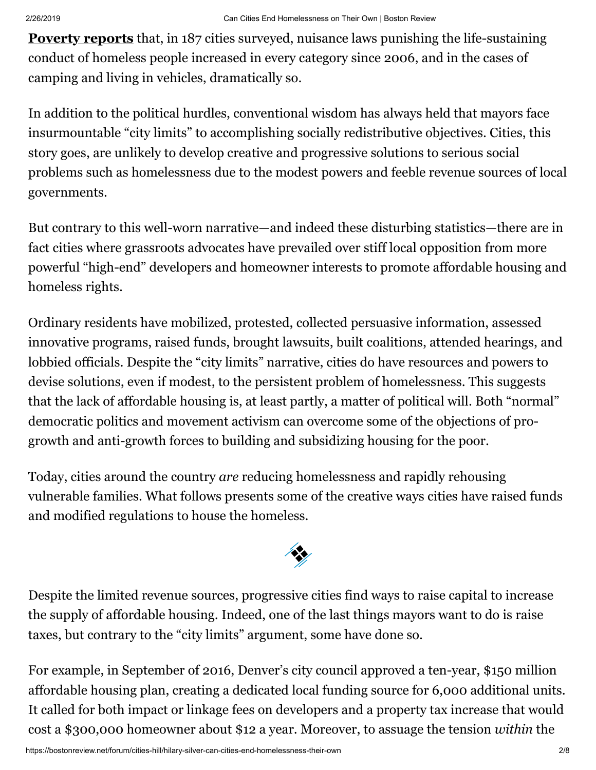**Poverty reports** that, in 187 cities surveyed, nuisance laws punishing the life-sustaining conduct of homeless people increased in every category since 2006, and in the cases of camping and living in vehicles, dramatically so.

In addition to the political hurdles, conventional wisdom has always held that mayors face insurmountable "city limits" to accomplishing socially redistributive objectives. Cities, this story goes, are unlikely to develop creative and progressive solutions to serious social problems such as homelessness due to the modest powers and feeble revenue sources of local governments.

But contrary to this well-worn narrative—and indeed these disturbing statistics—there are in fact cities where grassroots advocates have prevailed over stiff local opposition from more powerful "high-end" developers and homeowner interests to promote affordable housing and homeless rights.

Ordinary residents have mobilized, protested, collected persuasive information, assessed innovative programs, raised funds, brought lawsuits, built coalitions, attended hearings, and lobbied officials. Despite the "city limits" narrative, cities do have resources and powers to devise solutions, even if modest, to the persistent problem of homelessness. This suggests that the lack of affordable housing is, at least partly, a matter of political will. Both "normal" democratic politics and movement activism can overcome some of the objections of pro-growth and anti-growth forces to building and subsidizing housing for the poor.

Today, cities around the country *are* reducing homelessness and rapidly rehousing vulnerable families. What follows presents some of the creative ways cities have raised funds and modified regulations to house the homeless.

Despite the limited revenue sources, progressive cities find ways to raise capital to increase the supply of affordable housing. Indeed, one of the last things mayors want to do is raise taxes, but contrary to the "city limits" argument, some have done so.

For example, in September of 2016, Denver's city council approved a ten-year, $150 million affordable housing plan, creating a dedicated local funding source for 6,000 additional units. It called for both impact or linkage fees on developers and a property tax increase that would cost a $300,000 homeowner about $12 a year. Moreover, to assuage the tension *within* the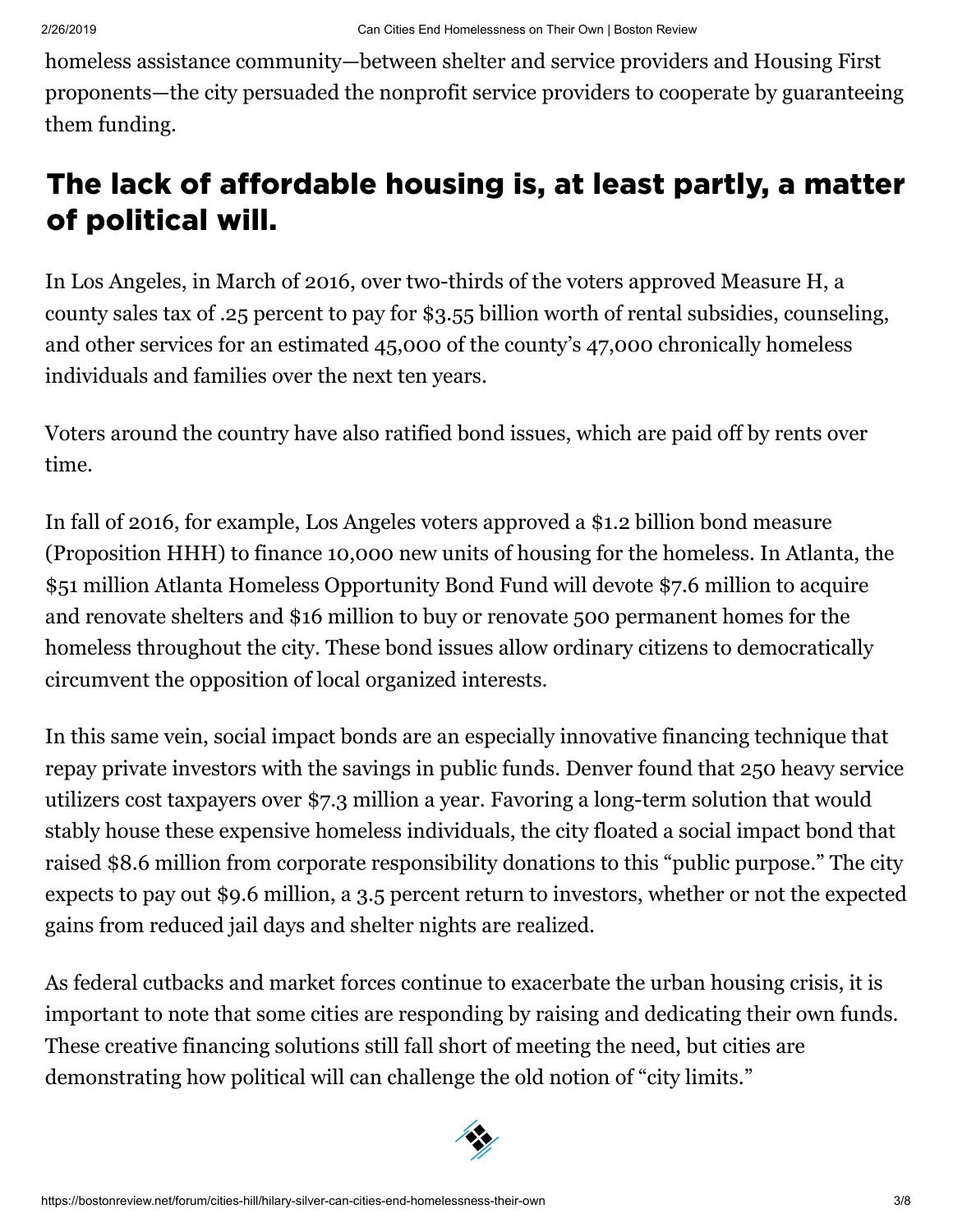homeless assistance community—between shelter and service providers and Housing First proponents—the city persuaded the nonprofit service providers to cooperate by guaranteeing them funding.

## The lack of affordable housing is, at least partly, a matter of political will.

In Los Angeles, in March of 2016, over two-thirds of the voters approved Measure H, a county sales tax of .25 percent to pay for $3.55 billion worth of rental subsidies, counseling, and other services for an estimated 45,000 of the county's 47,000 chronically homeless individuals and families over the next ten years.

Voters around the country have also ratified bond issues, which are paid off by rents over time.

In fall of 2016, for example, Los Angeles voters approved a $1.2 billion bond measure (Proposition HHH) to finance 10,000 new units of housing for the homeless. In Atlanta, the $51 million Atlanta Homeless Opportunity Bond Fund will devote $7.6 million to acquire and renovate shelters and $16 million to buy or renovate 500 permanent homes for the homeless throughout the city. These bond issues allow ordinary citizens to democratically circumvent the opposition of local organized interests.

In this same vein, social impact bonds are an especially innovative financing technique that repay private investors with the savings in public funds. Denver found that 250 heavy service utilizers cost taxpayers over $7.3 million a year. Favoring a long-term solution that would stably house these expensive homeless individuals, the city floated a social impact bond that raised $8.6 million from corporate responsibility donations to this "public purpose." The city expects to pay out $9.6 million, a 3.5 percent return to investors, whether or not the expected gains from reduced jail days and shelter nights are realized.

As federal cutbacks and market forces continue to exacerbate the urban housing crisis, it is important to note that some cities are responding by raising and dedicating their own funds. These creative financing solutions still fall short of meeting the need, but cities are demonstrating how political will can challenge the old notion of "city limits."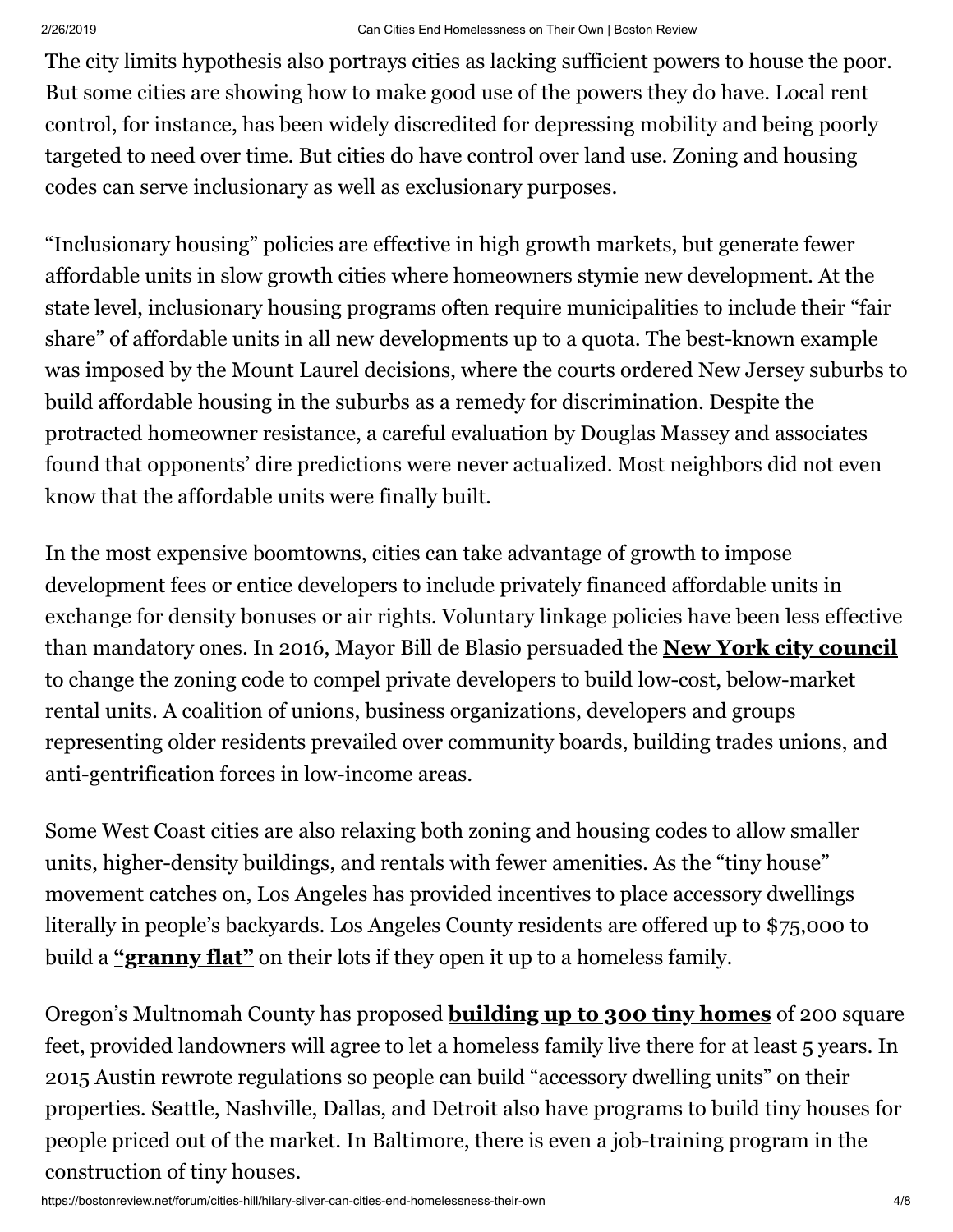The city limits hypothesis also portrays cities as lacking sufficient powers to house the poor. But some cities are showing how to make good use of the powers they do have. Local rent control, for instance, has been widely discredited for depressing mobility and being poorly targeted to need over time. But cities do have control over land use. Zoning and housing codes can serve inclusionary as well as exclusionary purposes.

"Inclusionary housing" policies are effective in high growth markets, but generate fewer affordable units in slow growth cities where homeowners stymie new development. At the state level, inclusionary housing programs often require municipalities to include their "fair share" of affordable units in all new developments up to a quota. The best-known example was imposed by the Mount Laurel decisions, where the courts ordered New Jersey suburbs to build affordable housing in the suburbs as a remedy for discrimination. Despite the protracted homeowner resistance, a careful evaluation by Douglas Massey and associates found that opponents' dire predictions were never actualized. Most neighbors did not even know that the affordable units were finally built.

In the most expensive boomtowns, cities can take advantage of growth to impose development fees or entice developers to include privately financed affordable units in exchange for density bonuses or air rights. Voluntary linkage policies have been less effective than mandatory ones. In 2016, Mayor Bill de Blasio persuaded the **New York city council** to change the zoning code to compel private developers to build low-cost, below-market rental units. A coalition of unions, business organizations, developers and groups representing older residents prevailed over community boards, building trades unions, and anti-gentrification forces in low-income areas.

Some West Coast cities are also relaxing both zoning and housing codes to allow smaller units, higher-density buildings, and rentals with fewer amenities. As the "tiny house" movement catches on, Los Angeles has provided incentives to place accessory dwellings literally in people's backyards. Los Angeles County residents are offered up to $75,000 to build a **"granny flat"** on their lots if they open it up to a homeless family.

Oregon's Multnomah County has proposed **building up to 300 tiny homes** of 200 square feet, provided landowners will agree to let a homeless family live there for at least 5 years. In 2015 Austin rewrote regulations so people can build "accessory dwelling units" on their properties. Seattle, Nashville, Dallas, and Detroit also have programs to build tiny houses for people priced out of the market. In Baltimore, there is even a job-training program in the construction of tiny houses.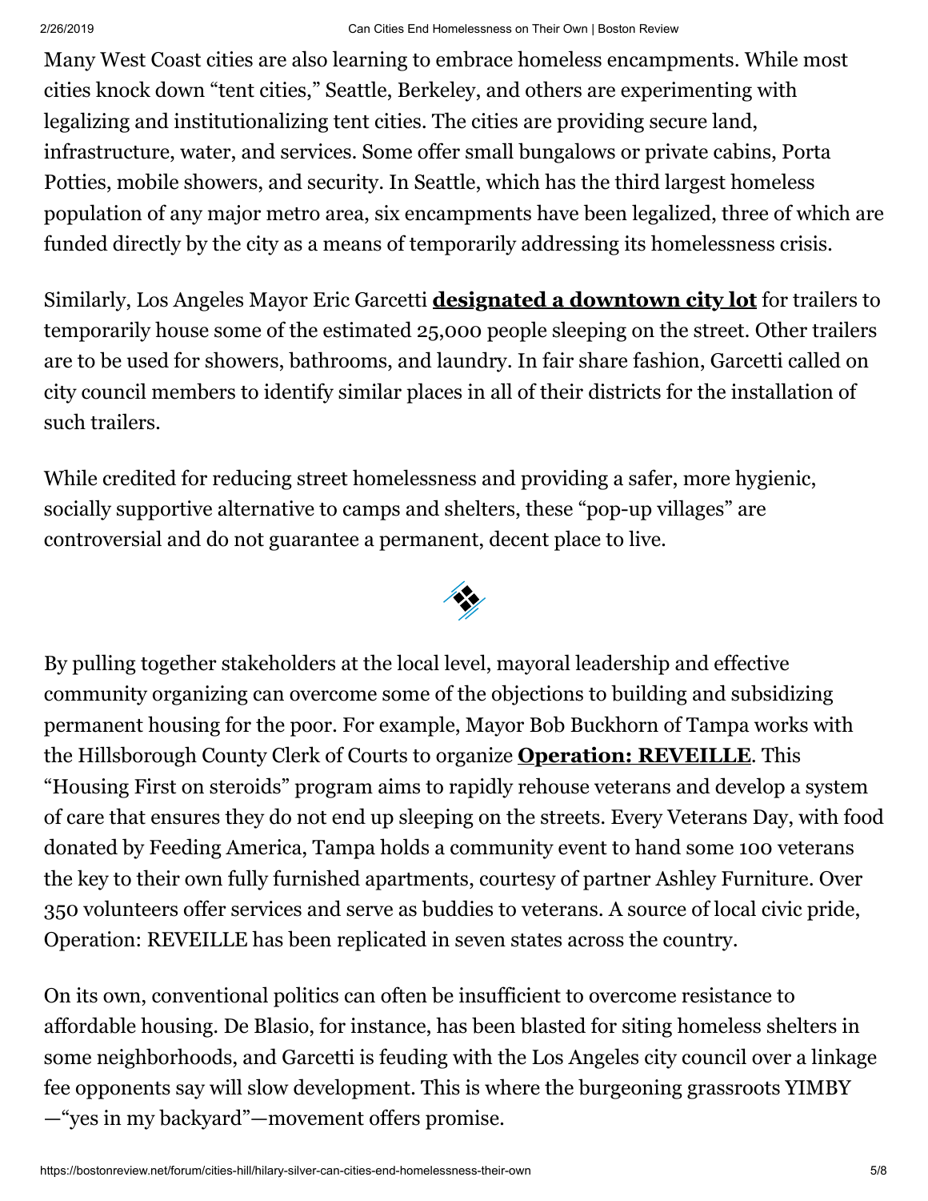Many West Coast cities are also learning to embrace homeless encampments. While most cities knock down "tent cities," Seattle, Berkeley, and others are experimenting with legalizing and institutionalizing tent cities. The cities are providing secure land, infrastructure, water, and services. Some offer small bungalows or private cabins, Porta Potties, mobile showers, and security. In Seattle, which has the third largest homeless population of any major metro area, six encampments have been legalized, three of which are funded directly by the city as a means of temporarily addressing its homelessness crisis.

Similarly, Los Angeles Mayor Eric Garcetti **designated a downtown city lot** for trailers to temporarily house some of the estimated 25,000 people sleeping on the street. Other trailers are to be used for showers, bathrooms, and laundry. In fair share fashion, Garcetti called on city council members to identify similar places in all of their districts for the installation of such trailers.

While credited for reducing street homelessness and providing a safer, more hygienic, socially supportive alternative to camps and shelters, these "pop-up villages" are controversial and do not guarantee a permanent, decent place to live.

By pulling together stakeholders at the local level, mayoral leadership and effective community organizing can overcome some of the objections to building and subsidizing permanent housing for the poor. For example, Mayor Bob Buckhorn of Tampa works with the Hillsborough County Clerk of Courts to organize **Operation: REVEILLE**. This "Housing First on steroids" program aims to rapidly rehouse veterans and develop a system of care that ensures they do not end up sleeping on the streets. Every Veterans Day, with food donated by Feeding America, Tampa holds a community event to hand some 100 veterans the key to their own fully furnished apartments, courtesy of partner Ashley Furniture. Over 350 volunteers offer services and serve as buddies to veterans. A source of local civic pride, Operation: REVEILLE has been replicated in seven states across the country.

On its own, conventional politics can often be insufficient to overcome resistance to affordable housing. De Blasio, for instance, has been blasted for siting homeless shelters in some neighborhoods, and Garcetti is feuding with the Los Angeles city council over a linkage fee opponents say will slow development. This is where the burgeoning grassroots YIMBY—"yes in my backyard"—movement offers promise.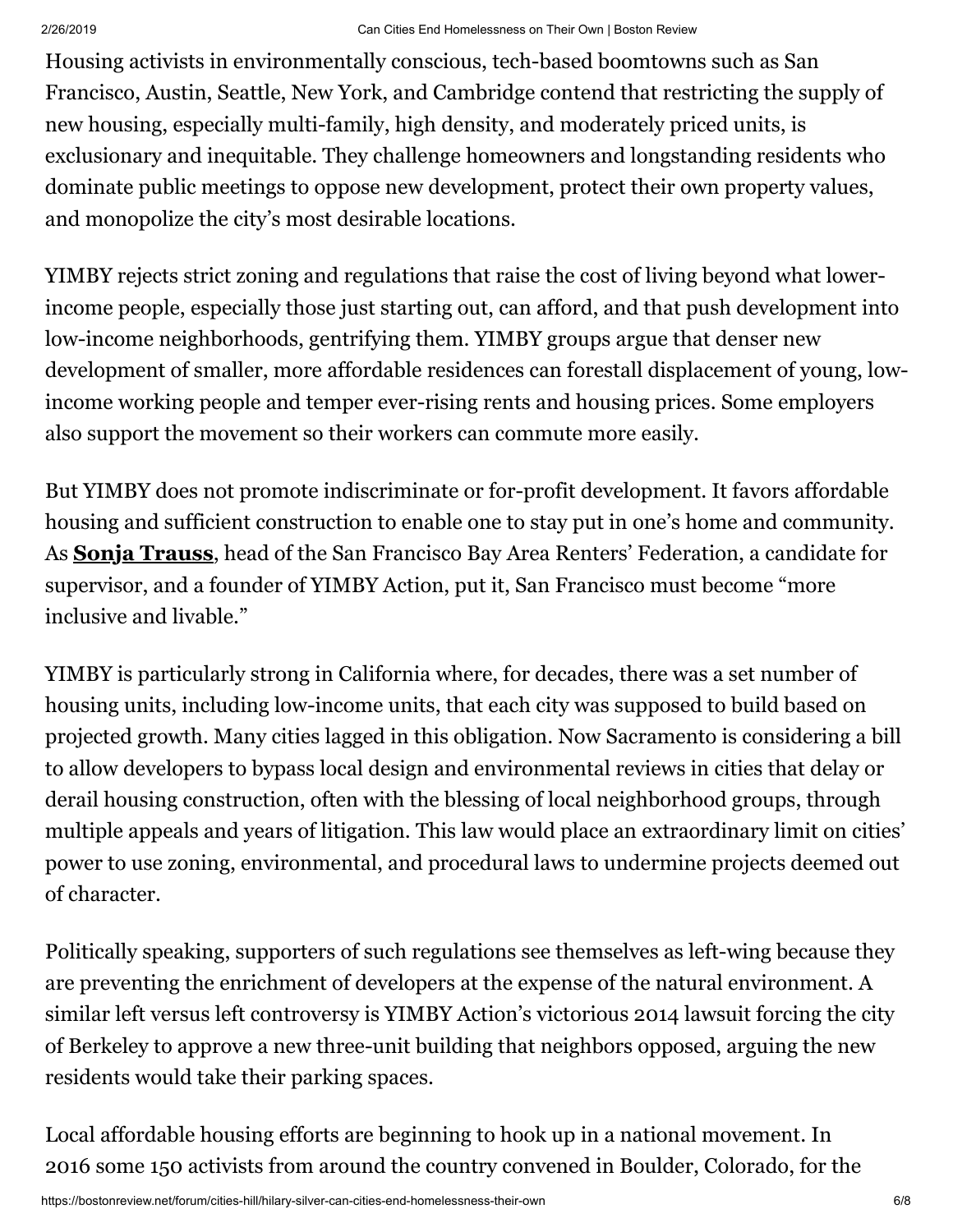Housing activists in environmentally conscious, tech-based boomtowns such as San Francisco, Austin, Seattle, New York, and Cambridge contend that restricting the supply of new housing, especially multi-family, high density, and moderately priced units, is exclusionary and inequitable. They challenge homeowners and longstanding residents who dominate public meetings to oppose new development, protect their own property values, and monopolize the city's most desirable locations.

YIMBY rejects strict zoning and regulations that raise the cost of living beyond what lower-income people, especially those just starting out, can afford, and that push development into low-income neighborhoods, gentrifying them. YIMBY groups argue that denser new development of smaller, more affordable residences can forestall displacement of young, low-income working people and temper ever-rising rents and housing prices. Some employers also support the movement so their workers can commute more easily.

But YIMBY does not promote indiscriminate or for-profit development. It favors affordable housing and sufficient construction to enable one to stay put in one's home and community. As **Sonja Trauss**, head of the San Francisco Bay Area Renters' Federation, a candidate for supervisor, and a founder of YIMBY Action, put it, San Francisco must become "more inclusive and livable."

YIMBY is particularly strong in California where, for decades, there was a set number of housing units, including low-income units, that each city was supposed to build based on projected growth. Many cities lagged in this obligation. Now Sacramento is considering a bill to allow developers to bypass local design and environmental reviews in cities that delay or derail housing construction, often with the blessing of local neighborhood groups, through multiple appeals and years of litigation. This law would place an extraordinary limit on cities' power to use zoning, environmental, and procedural laws to undermine projects deemed out of character.

Politically speaking, supporters of such regulations see themselves as left-wing because they are preventing the enrichment of developers at the expense of the natural environment. A similar left versus left controversy is YIMBY Action's victorious 2014 lawsuit forcing the city of Berkeley to approve a new three-unit building that neighbors opposed, arguing the new residents would take their parking spaces.

Local affordable housing efforts are beginning to hook up in a national movement. In 2016 some 150 activists from around the country convened in Boulder, Colorado, for the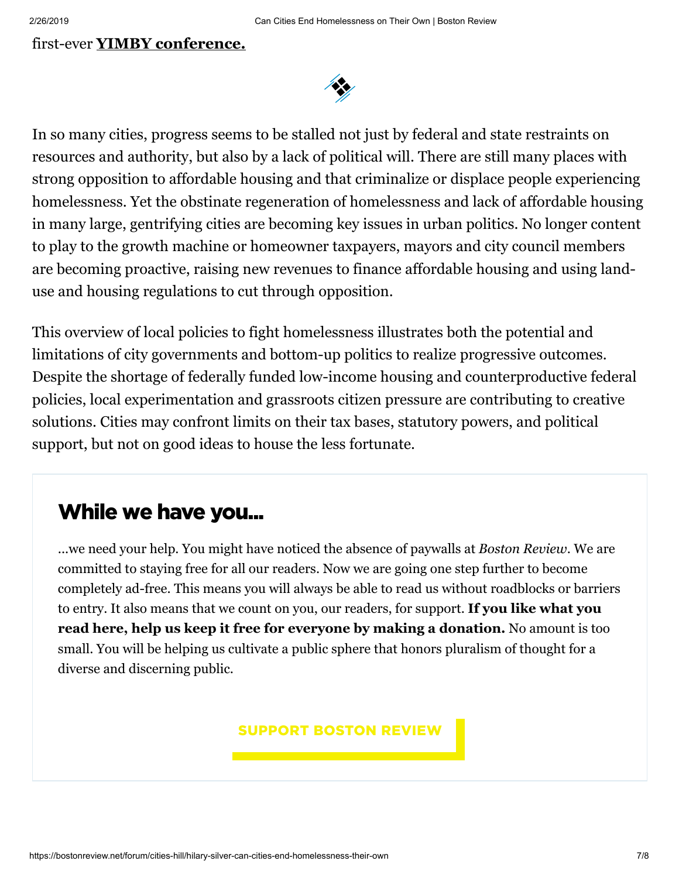first-ever **YIMBY conference.**

In so many cities, progress seems to be stalled not just by federal and state restraints on resources and authority, but also by a lack of political will. There are still many places with strong opposition to affordable housing and that criminalize or displace people experiencing homelessness. Yet the obstinate regeneration of homelessness and lack of affordable housing in many large, gentrifying cities are becoming key issues in urban politics. No longer content to play to the growth machine or homeowner taxpayers, mayors and city council members are becoming proactive, raising new revenues to finance affordable housing and using land-use and housing regulations to cut through opposition.

This overview of local policies to fight homelessness illustrates both the potential and limitations of city governments and bottom-up politics to realize progressive outcomes. Despite the shortage of federally funded low-income housing and counterproductive federal policies, local experimentation and grassroots citizen pressure are contributing to creative solutions. Cities may confront limits on their tax bases, statutory powers, and political support, but not on good ideas to house the less fortunate.

## While we have you...

...we need your help. You might have noticed the absence of paywalls at *Boston Review*. We are committed to staying free for all our readers. Now we are going one step further to become completely ad-free. This means you will always be able to read us without roadblocks or barriers to entry. It also means that we count on you, our readers, for support. **If you like what you read here, help us keep it free for everyone by making a donation.** No amount is too small. You will be helping us cultivate a public sphere that honors pluralism of thought for a diverse and discerning public.

**SUPPORT BOSTON REVIEW**